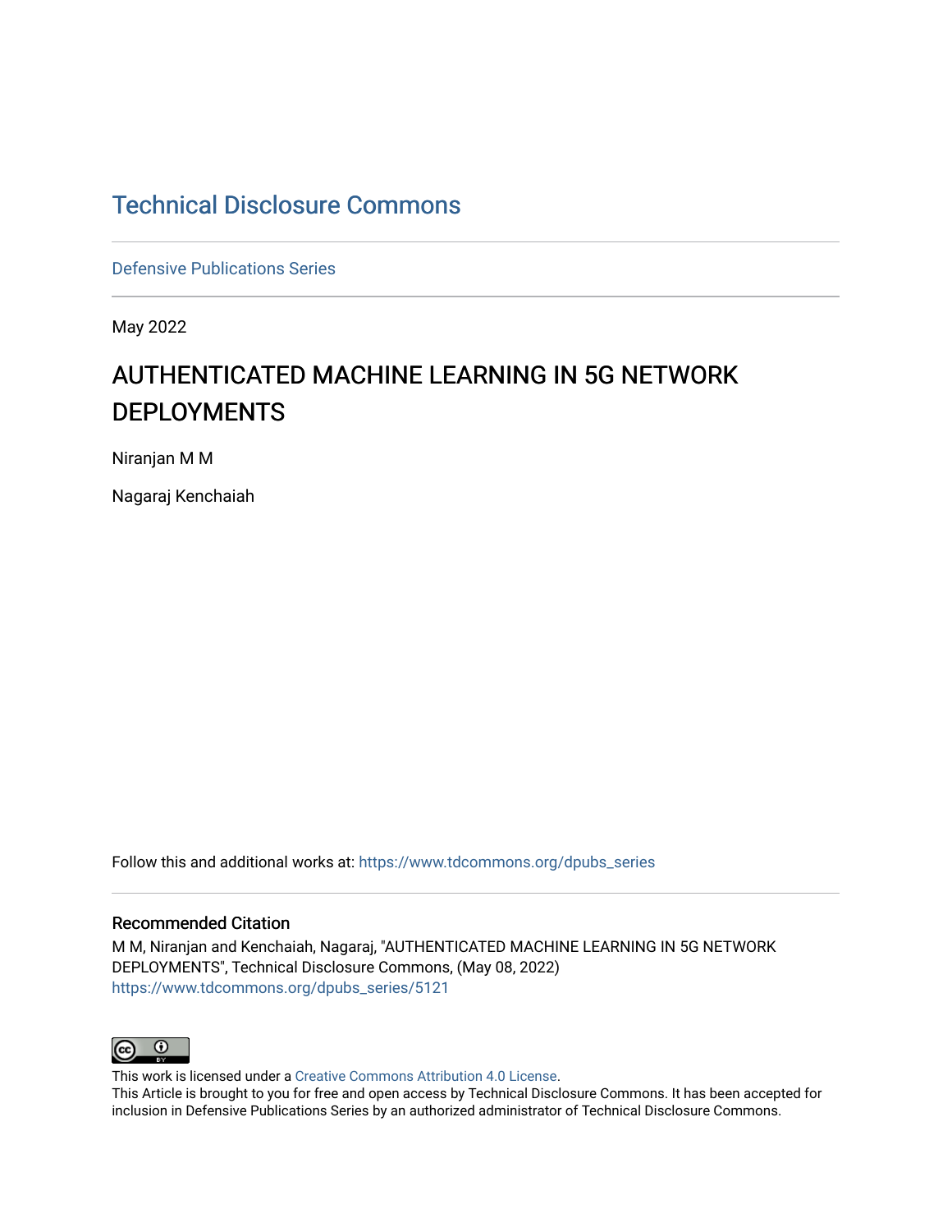# Technical Disclosure Commons

Defensive Publications Series

May 2022

## AUTHENTICATED MACHINE LEARNING IN 5G NETWORK DEPLOYMENTS

Niranjan M M

Nagaraj Kenchaiah

Follow this and additional works at: https://www.tdcommons.org/dpubs_series

### Recommended Citation

M M, Niranjan and Kenchaiah, Nagaraj, "AUTHENTICATED MACHINE LEARNING IN 5G NETWORK DEPLOYMENTS", Technical Disclosure Commons, (May 08, 2022)
https://www.tdcommons.org/dpubs_series/5121

This work is licensed under a Creative Commons Attribution 4.0 License.
This Article is brought to you for free and open access by Technical Disclosure Commons. It has been accepted for inclusion in Defensive Publications Series by an authorized administrator of Technical Disclosure Commons.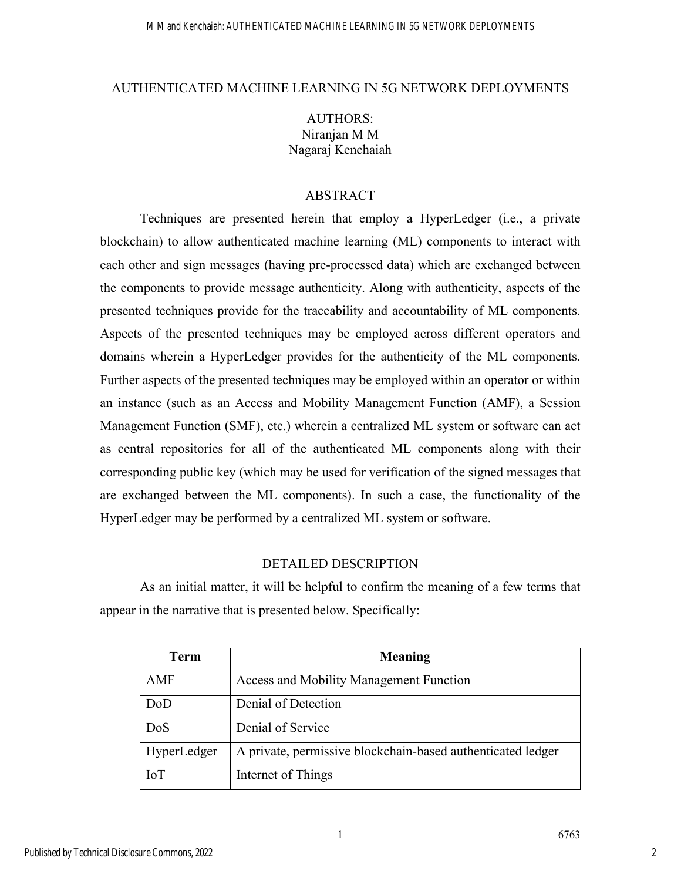# AUTHENTICATED MACHINE LEARNING IN 5G NETWORK DEPLOYMENTS

AUTHORS:
Niranjan M M
Nagaraj Kenchaiah

## ABSTRACT

Techniques are presented herein that employ a HyperLedger (i.e., a private blockchain) to allow authenticated machine learning (ML) components to interact with each other and sign messages (having pre-processed data) which are exchanged between the components to provide message authenticity. Along with authenticity, aspects of the presented techniques provide for the traceability and accountability of ML components. Aspects of the presented techniques may be employed across different operators and domains wherein a HyperLedger provides for the authenticity of the ML components. Further aspects of the presented techniques may be employed within an operator or within an instance (such as an Access and Mobility Management Function (AMF), a Session Management Function (SMF), etc.) wherein a centralized ML system or software can act as central repositories for all of the authenticated ML components along with their corresponding public key (which may be used for verification of the signed messages that are exchanged between the ML components). In such a case, the functionality of the HyperLedger may be performed by a centralized ML system or software.

## DETAILED DESCRIPTION

As an initial matter, it will be helpful to confirm the meaning of a few terms that appear in the narrative that is presented below. Specifically:

| Term | Meaning |
|---|---|
| AMF | Access and Mobility Management Function |
| DoD | Denial of Detection |
| DoS | Denial of Service |
| HyperLedger | A private, permissive blockchain-based authenticated ledger |
| IoT | Internet of Things |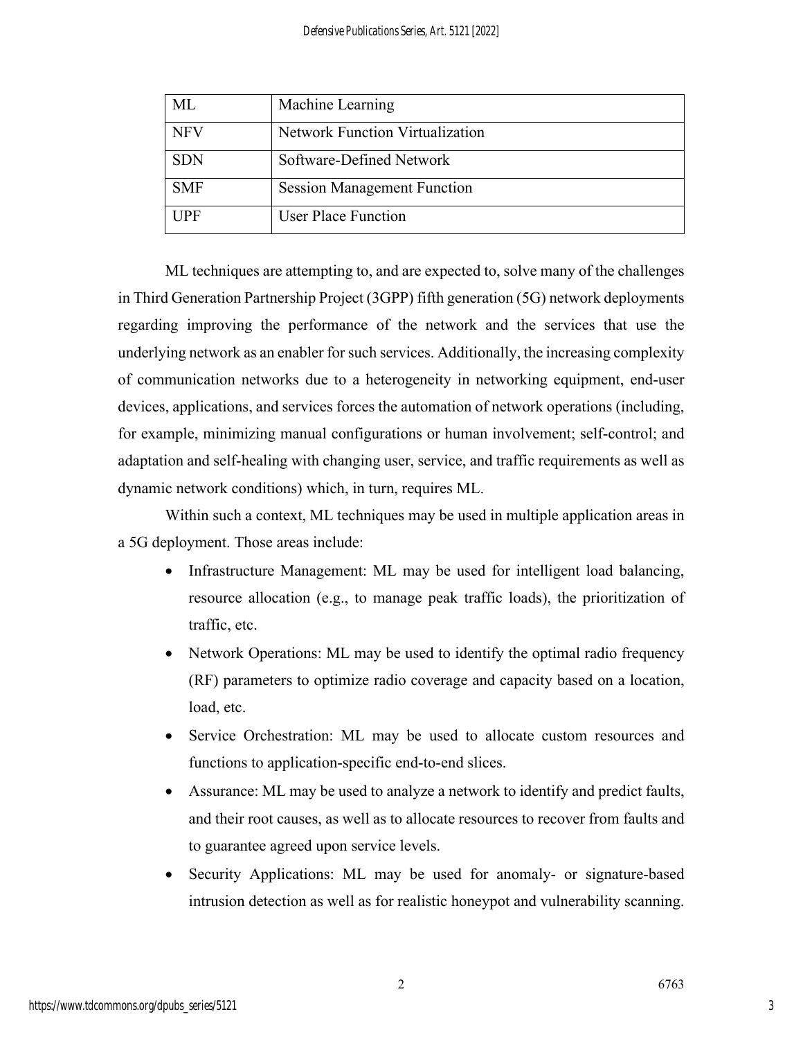| ML | Machine Learning |
|---|---|
| NFV | Network Function Virtualization |
| SDN | Software-Defined Network |
| SMF | Session Management Function |
| UPF | User Place Function |

ML techniques are attempting to, and are expected to, solve many of the challenges in Third Generation Partnership Project (3GPP) fifth generation (5G) network deployments regarding improving the performance of the network and the services that use the underlying network as an enabler for such services. Additionally, the increasing complexity of communication networks due to a heterogeneity in networking equipment, end-user devices, applications, and services forces the automation of network operations (including, for example, minimizing manual configurations or human involvement; self-control; and adaptation and self-healing with changing user, service, and traffic requirements as well as dynamic network conditions) which, in turn, requires ML.

Within such a context, ML techniques may be used in multiple application areas in a 5G deployment. Those areas include:

- Infrastructure Management: ML may be used for intelligent load balancing, resource allocation (e.g., to manage peak traffic loads), the prioritization of traffic, etc.
- Network Operations: ML may be used to identify the optimal radio frequency (RF) parameters to optimize radio coverage and capacity based on a location, load, etc.
- Service Orchestration: ML may be used to allocate custom resources and functions to application-specific end-to-end slices.
- Assurance: ML may be used to analyze a network to identify and predict faults, and their root causes, as well as to allocate resources to recover from faults and to guarantee agreed upon service levels.
- Security Applications: ML may be used for anomaly- or signature-based intrusion detection as well as for realistic honeypot and vulnerability scanning.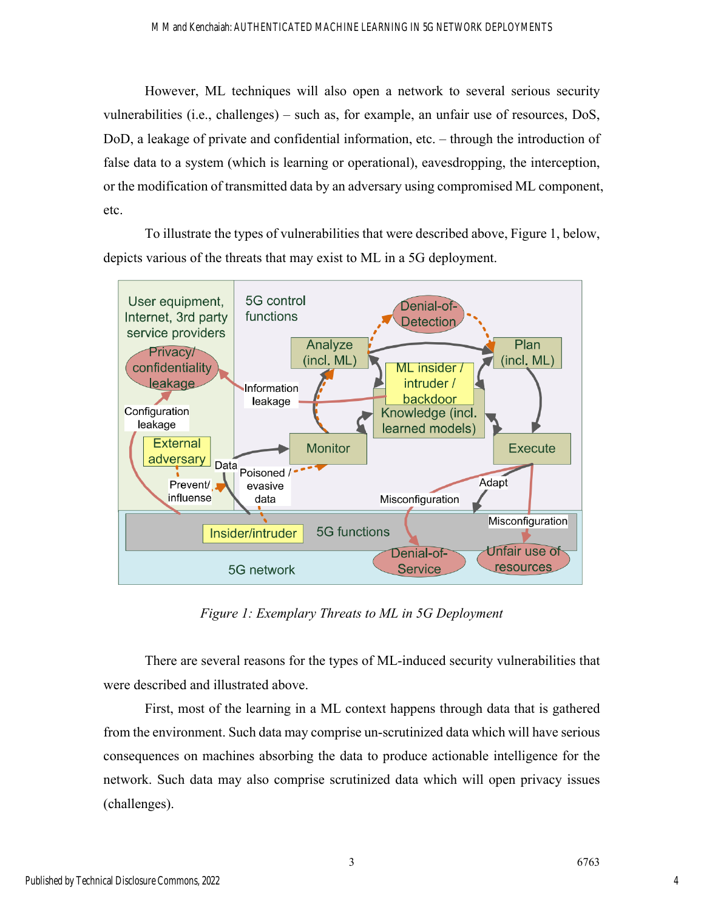However, ML techniques will also open a network to several serious security vulnerabilities (i.e., challenges) – such as, for example, an unfair use of resources, DoS, DoD, a leakage of private and confidential information, etc. – through the introduction of false data to a system (which is learning or operational), eavesdropping, the interception, or the modification of transmitted data by an adversary using compromised ML component, etc.

To illustrate the types of vulnerabilities that were described above, Figure 1, below, depicts various of the threats that may exist to ML in a 5G deployment.

*Figure 1: Exemplary Threats to ML in 5G Deployment*

There are several reasons for the types of ML-induced security vulnerabilities that were described and illustrated above.

First, most of the learning in a ML context happens through data that is gathered from the environment. Such data may comprise un-scrutinized data which will have serious consequences on machines absorbing the data to produce actionable intelligence for the network. Such data may also comprise scrutinized data which will open privacy issues (challenges).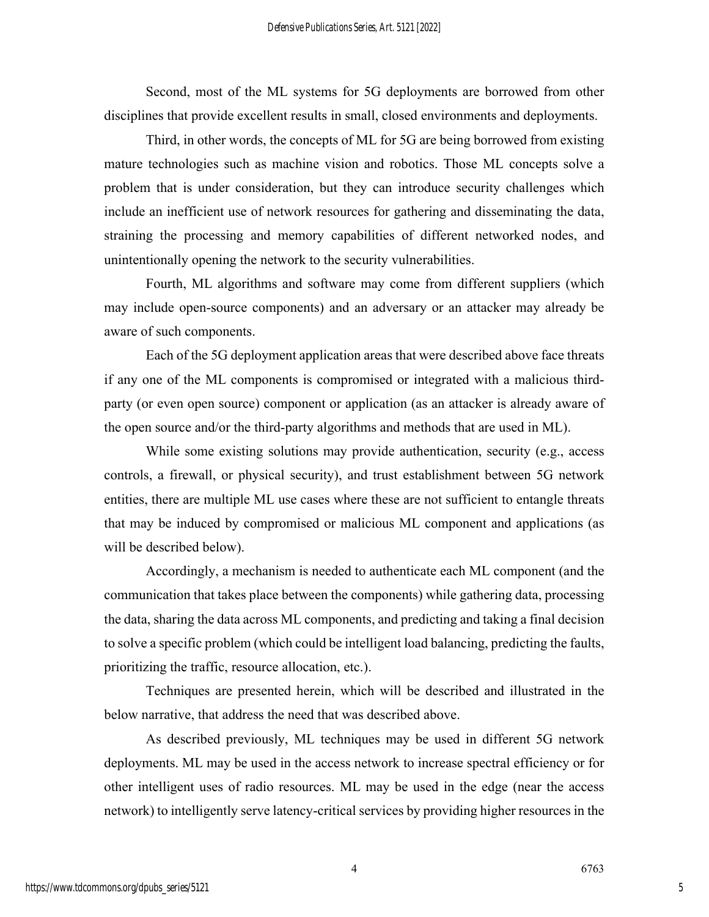Second, most of the ML systems for 5G deployments are borrowed from other disciplines that provide excellent results in small, closed environments and deployments.

Third, in other words, the concepts of ML for 5G are being borrowed from existing mature technologies such as machine vision and robotics. Those ML concepts solve a problem that is under consideration, but they can introduce security challenges which include an inefficient use of network resources for gathering and disseminating the data, straining the processing and memory capabilities of different networked nodes, and unintentionally opening the network to the security vulnerabilities.

Fourth, ML algorithms and software may come from different suppliers (which may include open-source components) and an adversary or an attacker may already be aware of such components.

Each of the 5G deployment application areas that were described above face threats if any one of the ML components is compromised or integrated with a malicious third-party (or even open source) component or application (as an attacker is already aware of the open source and/or the third-party algorithms and methods that are used in ML).

While some existing solutions may provide authentication, security (e.g., access controls, a firewall, or physical security), and trust establishment between 5G network entities, there are multiple ML use cases where these are not sufficient to entangle threats that may be induced by compromised or malicious ML component and applications (as will be described below).

Accordingly, a mechanism is needed to authenticate each ML component (and the communication that takes place between the components) while gathering data, processing the data, sharing the data across ML components, and predicting and taking a final decision to solve a specific problem (which could be intelligent load balancing, predicting the faults, prioritizing the traffic, resource allocation, etc.).

Techniques are presented herein, which will be described and illustrated in the below narrative, that address the need that was described above.

As described previously, ML techniques may be used in different 5G network deployments. ML may be used in the access network to increase spectral efficiency or for other intelligent uses of radio resources. ML may be used in the edge (near the access network) to intelligently serve latency-critical services by providing higher resources in the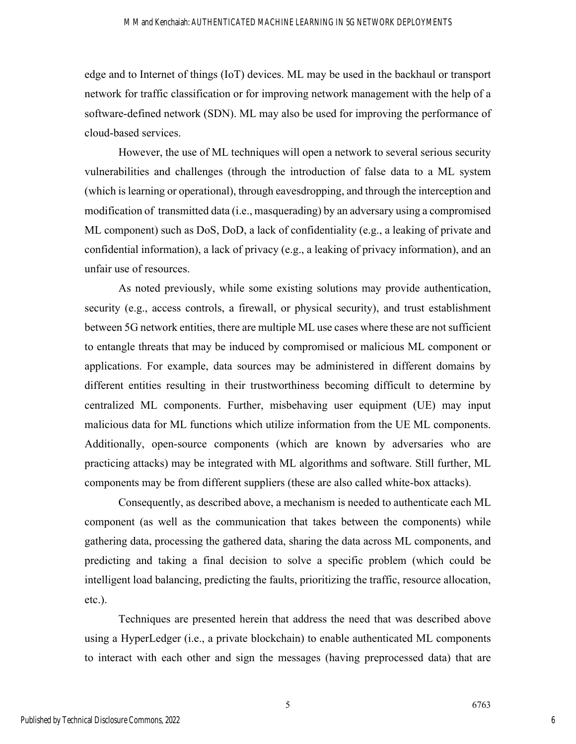edge and to Internet of things (IoT) devices. ML may be used in the backhaul or transport network for traffic classification or for improving network management with the help of a software-defined network (SDN). ML may also be used for improving the performance of cloud-based services.

However, the use of ML techniques will open a network to several serious security vulnerabilities and challenges (through the introduction of false data to a ML system (which is learning or operational), through eavesdropping, and through the interception and modification of transmitted data (i.e., masquerading) by an adversary using a compromised ML component) such as DoS, DoD, a lack of confidentiality (e.g., a leaking of private and confidential information), a lack of privacy (e.g., a leaking of privacy information), and an unfair use of resources.

As noted previously, while some existing solutions may provide authentication, security (e.g., access controls, a firewall, or physical security), and trust establishment between 5G network entities, there are multiple ML use cases where these are not sufficient to entangle threats that may be induced by compromised or malicious ML component or applications. For example, data sources may be administered in different domains by different entities resulting in their trustworthiness becoming difficult to determine by centralized ML components. Further, misbehaving user equipment (UE) may input malicious data for ML functions which utilize information from the UE ML components. Additionally, open-source components (which are known by adversaries who are practicing attacks) may be integrated with ML algorithms and software. Still further, ML components may be from different suppliers (these are also called white-box attacks).

Consequently, as described above, a mechanism is needed to authenticate each ML component (as well as the communication that takes between the components) while gathering data, processing the gathered data, sharing the data across ML components, and predicting and taking a final decision to solve a specific problem (which could be intelligent load balancing, predicting the faults, prioritizing the traffic, resource allocation, etc.).

Techniques are presented herein that address the need that was described above using a HyperLedger (i.e., a private blockchain) to enable authenticated ML components to interact with each other and sign the messages (having preprocessed data) that are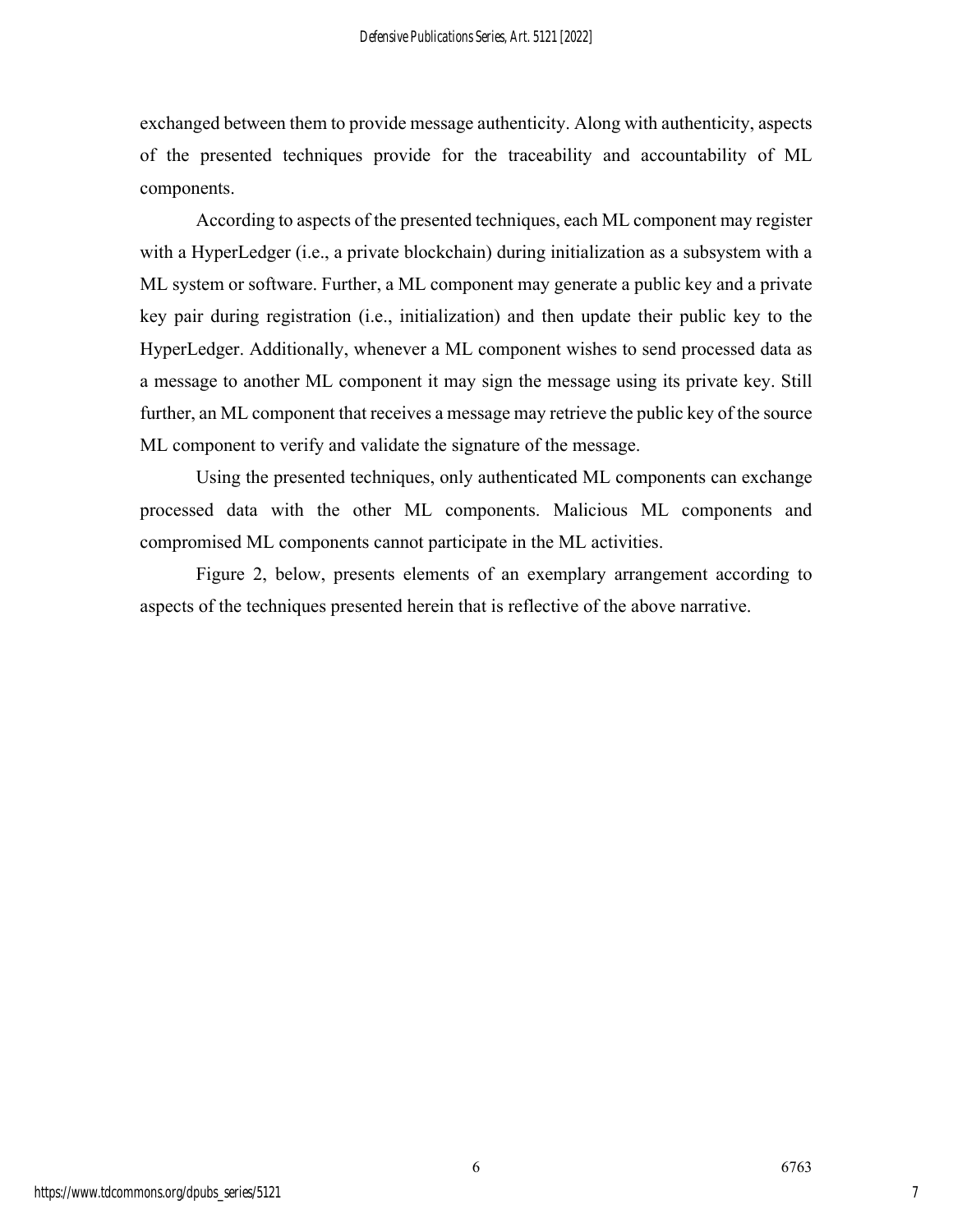exchanged between them to provide message authenticity. Along with authenticity, aspects of the presented techniques provide for the traceability and accountability of ML components.

According to aspects of the presented techniques, each ML component may register with a HyperLedger (i.e., a private blockchain) during initialization as a subsystem with a ML system or software. Further, a ML component may generate a public key and a private key pair during registration (i.e., initialization) and then update their public key to the HyperLedger. Additionally, whenever a ML component wishes to send processed data as a message to another ML component it may sign the message using its private key. Still further, an ML component that receives a message may retrieve the public key of the source ML component to verify and validate the signature of the message.

Using the presented techniques, only authenticated ML components can exchange processed data with the other ML components. Malicious ML components and compromised ML components cannot participate in the ML activities.

Figure 2, below, presents elements of an exemplary arrangement according to aspects of the techniques presented herein that is reflective of the above narrative.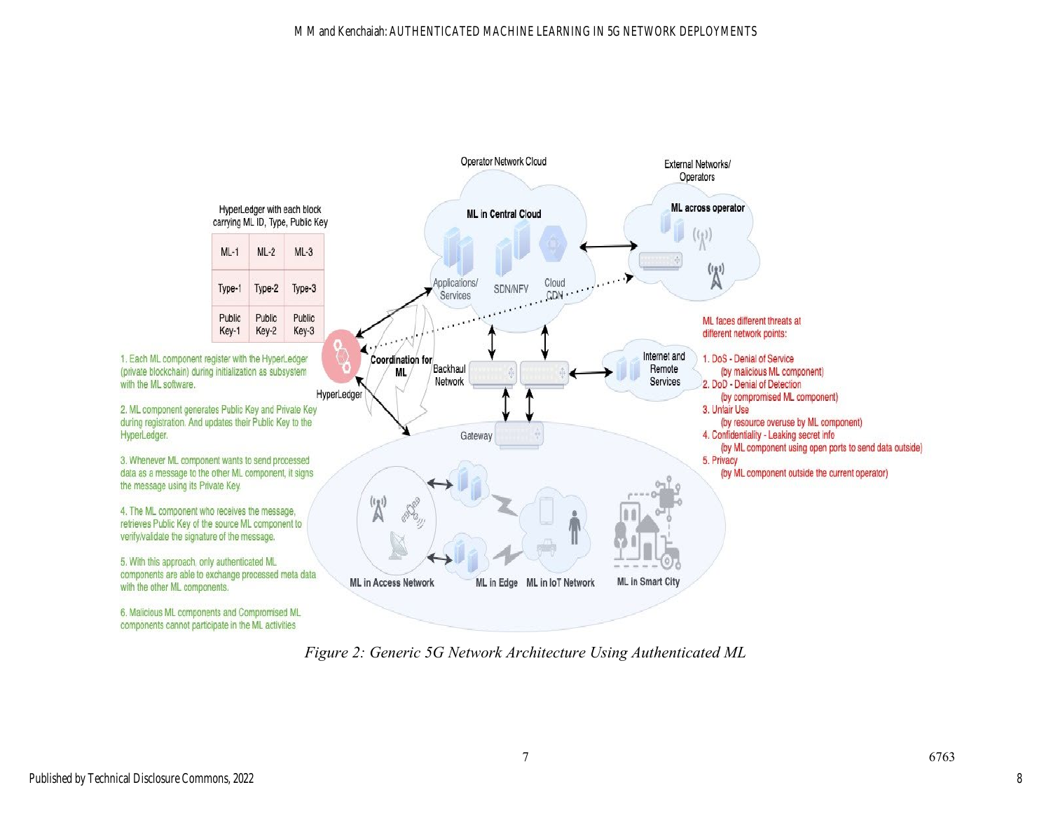HyperLedger with each block carrying ML ID, Type, Public Key

| ML-1 | ML-2 | ML-3 |
| --- | --- | --- |
| Type-1 | Type-2 | Type-3 |
| Public Key-1 | Public Key-2 | Public Key-3 |

1. Each ML component register with the HyperLedger (private blockchain) during initialization as subsystem with the ML software.

2. ML component generates Public Key and Private Key during registration. And updates their Public Key to the HyperLedger.

3. Whenever ML component wants to send processed data as a message to the other ML component, it signs the message using its Private Key.

4. The ML component who receives the message, retrieves Public Key of the source ML component to verify/validate the signature of the message.

5. With this approach, only authenticated ML components are able to exchange processed meta data with the other ML components.

6. Malicious ML components and Compromised ML components cannot participate in the ML activities

Operator Network Cloud

ML in Central Cloud

Applications/ Services | SDN/NFV | Cloud CDN

External Networks/ Operators

ML across operator

Coordination for ML

HyperLedger

Backhaul Network

Internet and Remote Services

Gateway

ML in Access Network | ML in Edge | ML in IoT Network | ML in Smart City

ML faces different threats at different network points:

1. DoS - Denial of Service (by malicious ML component)
2. DoD - Denial of Detection (by compromised ML component)
3. Unfair Use (by resource overuse by ML component)
4. Confidentiality - Leaking secret info (by ML component using open ports to send data outside)
5. Privacy (by ML component outside the current operator)

*Figure 2: Generic 5G Network Architecture Using Authenticated ML*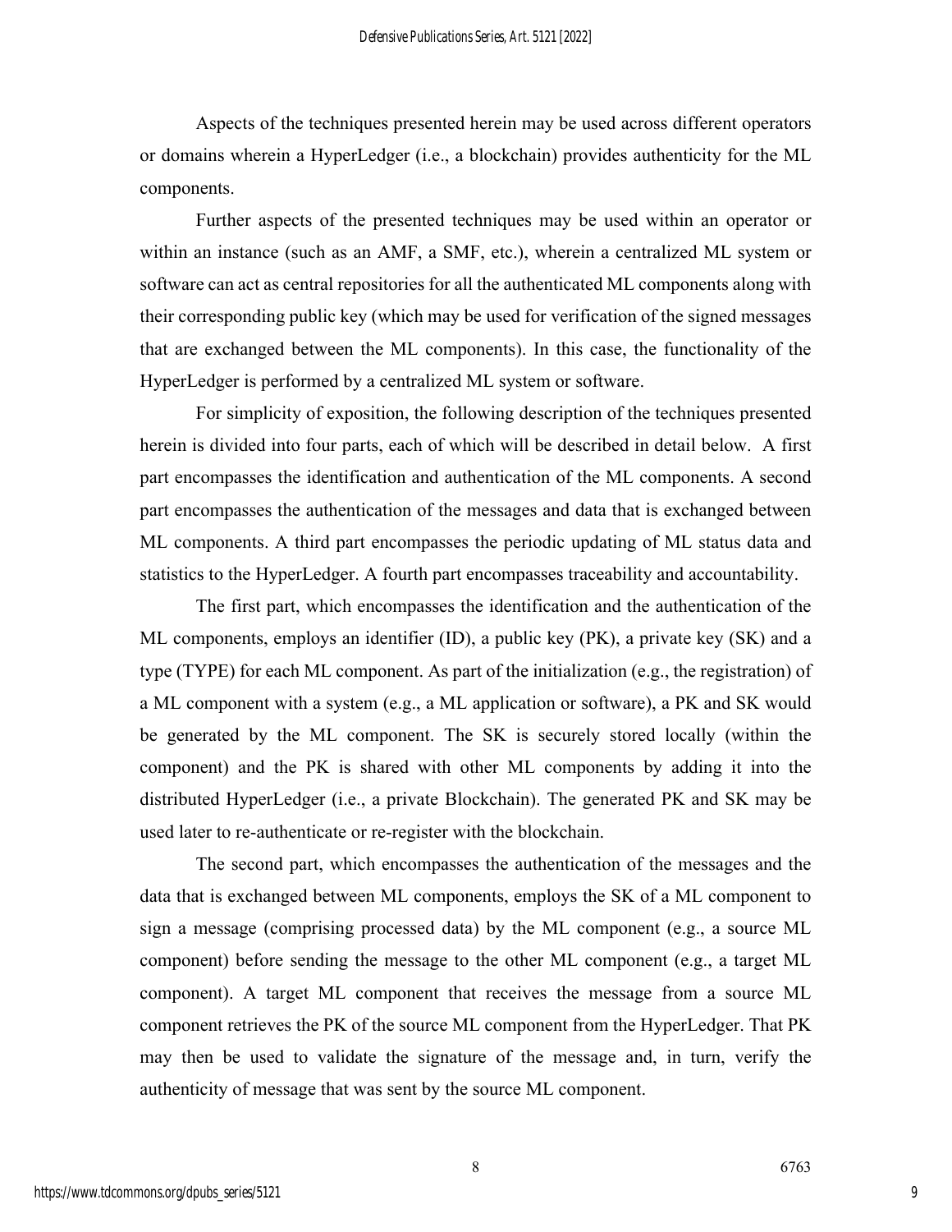Aspects of the techniques presented herein may be used across different operators or domains wherein a HyperLedger (i.e., a blockchain) provides authenticity for the ML components.

Further aspects of the presented techniques may be used within an operator or within an instance (such as an AMF, a SMF, etc.), wherein a centralized ML system or software can act as central repositories for all the authenticated ML components along with their corresponding public key (which may be used for verification of the signed messages that are exchanged between the ML components). In this case, the functionality of the HyperLedger is performed by a centralized ML system or software.

For simplicity of exposition, the following description of the techniques presented herein is divided into four parts, each of which will be described in detail below. A first part encompasses the identification and authentication of the ML components. A second part encompasses the authentication of the messages and data that is exchanged between ML components. A third part encompasses the periodic updating of ML status data and statistics to the HyperLedger. A fourth part encompasses traceability and accountability.

The first part, which encompasses the identification and the authentication of the ML components, employs an identifier (ID), a public key (PK), a private key (SK) and a type (TYPE) for each ML component. As part of the initialization (e.g., the registration) of a ML component with a system (e.g., a ML application or software), a PK and SK would be generated by the ML component. The SK is securely stored locally (within the component) and the PK is shared with other ML components by adding it into the distributed HyperLedger (i.e., a private Blockchain). The generated PK and SK may be used later to re-authenticate or re-register with the blockchain.

The second part, which encompasses the authentication of the messages and the data that is exchanged between ML components, employs the SK of a ML component to sign a message (comprising processed data) by the ML component (e.g., a source ML component) before sending the message to the other ML component (e.g., a target ML component). A target ML component that receives the message from a source ML component retrieves the PK of the source ML component from the HyperLedger. That PK may then be used to validate the signature of the message and, in turn, verify the authenticity of message that was sent by the source ML component.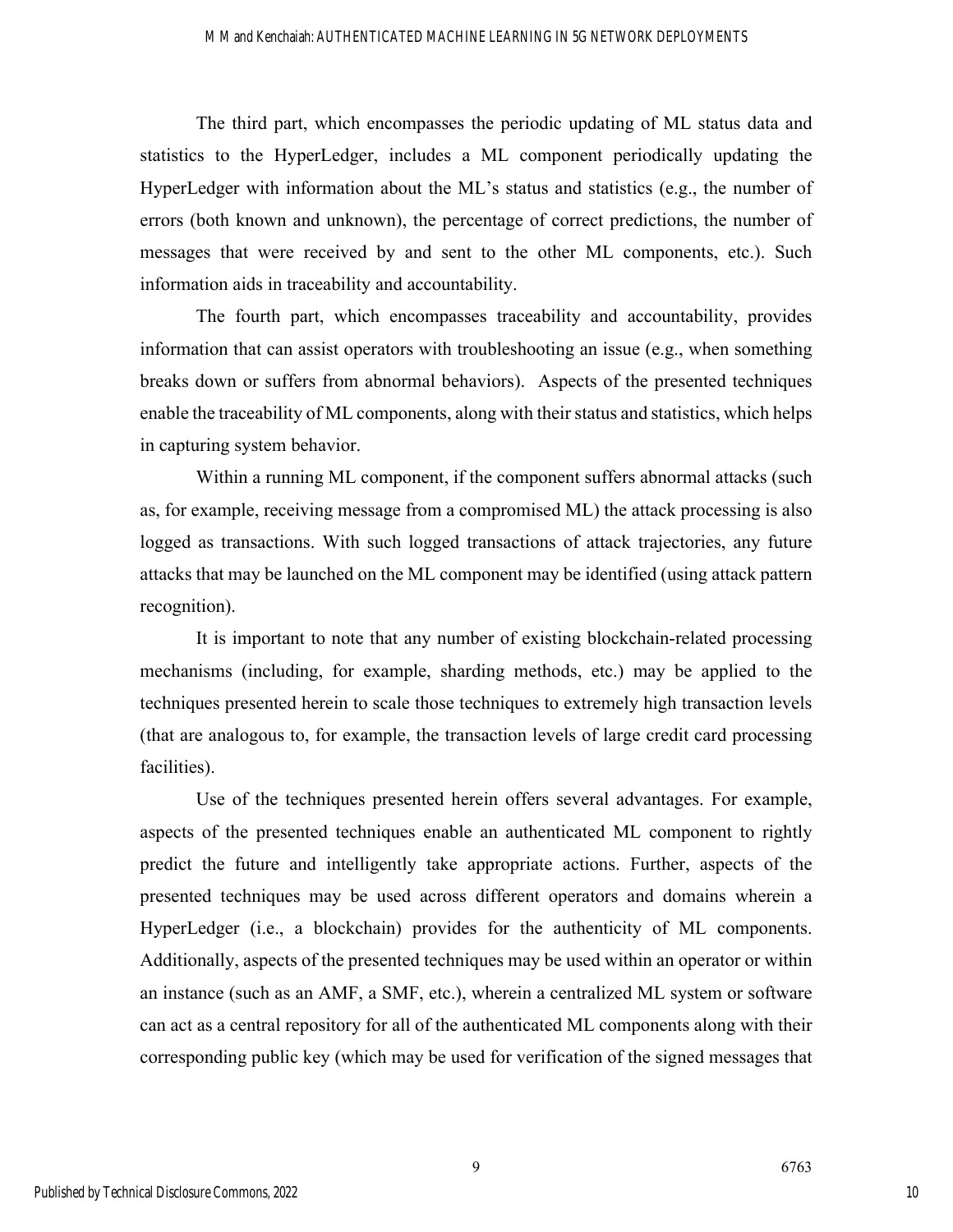The third part, which encompasses the periodic updating of ML status data and statistics to the HyperLedger, includes a ML component periodically updating the HyperLedger with information about the ML's status and statistics (e.g., the number of errors (both known and unknown), the percentage of correct predictions, the number of messages that were received by and sent to the other ML components, etc.). Such information aids in traceability and accountability.

The fourth part, which encompasses traceability and accountability, provides information that can assist operators with troubleshooting an issue (e.g., when something breaks down or suffers from abnormal behaviors). Aspects of the presented techniques enable the traceability of ML components, along with their status and statistics, which helps in capturing system behavior.

Within a running ML component, if the component suffers abnormal attacks (such as, for example, receiving message from a compromised ML) the attack processing is also logged as transactions. With such logged transactions of attack trajectories, any future attacks that may be launched on the ML component may be identified (using attack pattern recognition).

It is important to note that any number of existing blockchain-related processing mechanisms (including, for example, sharding methods, etc.) may be applied to the techniques presented herein to scale those techniques to extremely high transaction levels (that are analogous to, for example, the transaction levels of large credit card processing facilities).

Use of the techniques presented herein offers several advantages. For example, aspects of the presented techniques enable an authenticated ML component to rightly predict the future and intelligently take appropriate actions. Further, aspects of the presented techniques may be used across different operators and domains wherein a HyperLedger (i.e., a blockchain) provides for the authenticity of ML components. Additionally, aspects of the presented techniques may be used within an operator or within an instance (such as an AMF, a SMF, etc.), wherein a centralized ML system or software can act as a central repository for all of the authenticated ML components along with their corresponding public key (which may be used for verification of the signed messages that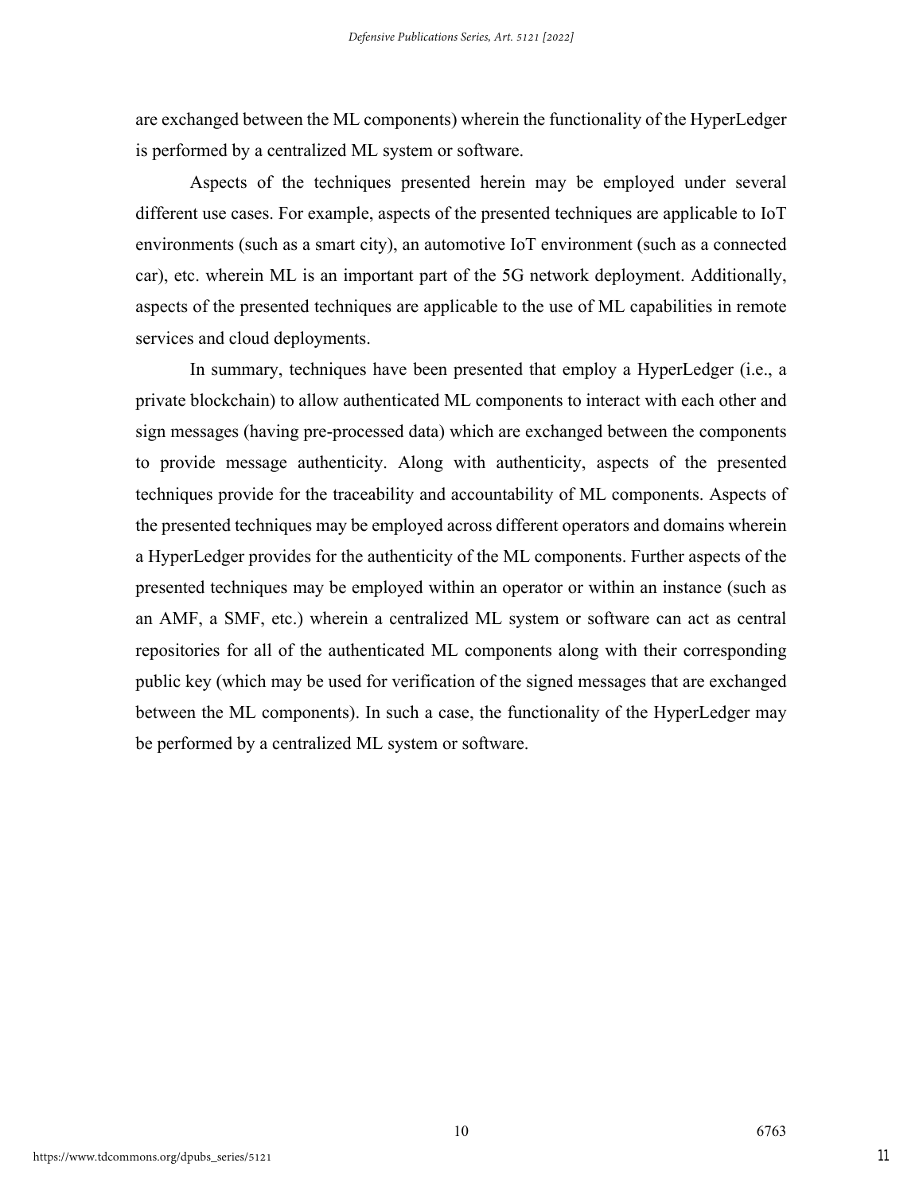are exchanged between the ML components) wherein the functionality of the HyperLedger is performed by a centralized ML system or software.

Aspects of the techniques presented herein may be employed under several different use cases. For example, aspects of the presented techniques are applicable to IoT environments (such as a smart city), an automotive IoT environment (such as a connected car), etc. wherein ML is an important part of the 5G network deployment. Additionally, aspects of the presented techniques are applicable to the use of ML capabilities in remote services and cloud deployments.

In summary, techniques have been presented that employ a HyperLedger (i.e., a private blockchain) to allow authenticated ML components to interact with each other and sign messages (having pre-processed data) which are exchanged between the components to provide message authenticity. Along with authenticity, aspects of the presented techniques provide for the traceability and accountability of ML components. Aspects of the presented techniques may be employed across different operators and domains wherein a HyperLedger provides for the authenticity of the ML components. Further aspects of the presented techniques may be employed within an operator or within an instance (such as an AMF, a SMF, etc.) wherein a centralized ML system or software can act as central repositories for all of the authenticated ML components along with their corresponding public key (which may be used for verification of the signed messages that are exchanged between the ML components). In such a case, the functionality of the HyperLedger may be performed by a centralized ML system or software.